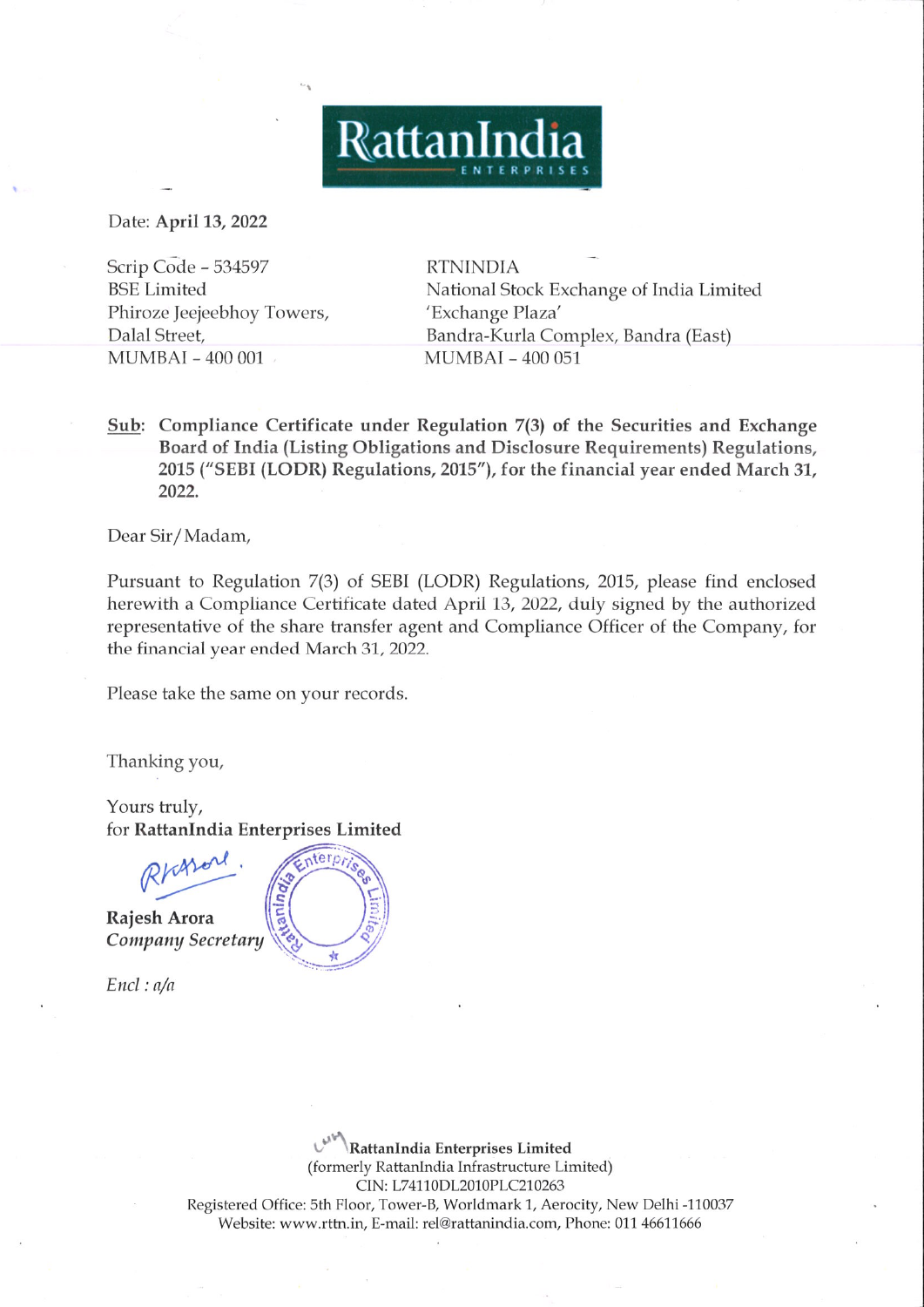RattanIndia
ENTERPRISES

Date: **April 13, 2022**

Scrip Code – 534597
BSE Limited
Phiroze Jeejeebhoy Towers,
Dalal Street,
MUMBAI – 400 001

RTNINDIA
National Stock Exchange of India Limited
'Exchange Plaza'
Bandra-Kurla Complex, Bandra (East)
MUMBAI – 400 051

**Sub: Compliance Certificate under Regulation 7(3) of the Securities and Exchange Board of India (Listing Obligations and Disclosure Requirements) Regulations, 2015 ("SEBI (LODR) Regulations, 2015"), for the financial year ended March 31, 2022.**

Dear Sir/Madam,

Pursuant to Regulation 7(3) of SEBI (LODR) Regulations, 2015, please find enclosed herewith a Compliance Certificate dated April 13, 2022, duly signed by the authorized representative of the share transfer agent and Compliance Officer of the Company, for the financial year ended March 31, 2022.

Please take the same on your records.

Thanking you,

Yours truly,
for **RattanIndia Enterprises Limited**

**Rajesh Arora**
***Company Secretary***

*Encl : a/a*

**RattanIndia Enterprises Limited**
(formerly RattanIndia Infrastructure Limited)
CIN: L74110DL2010PLC210263
Registered Office: 5th Floor, Tower-B, Worldmark 1, Aerocity, New Delhi -110037
Website: www.rttn.in, E-mail: rel@rattanindia.com, Phone: 011 46611666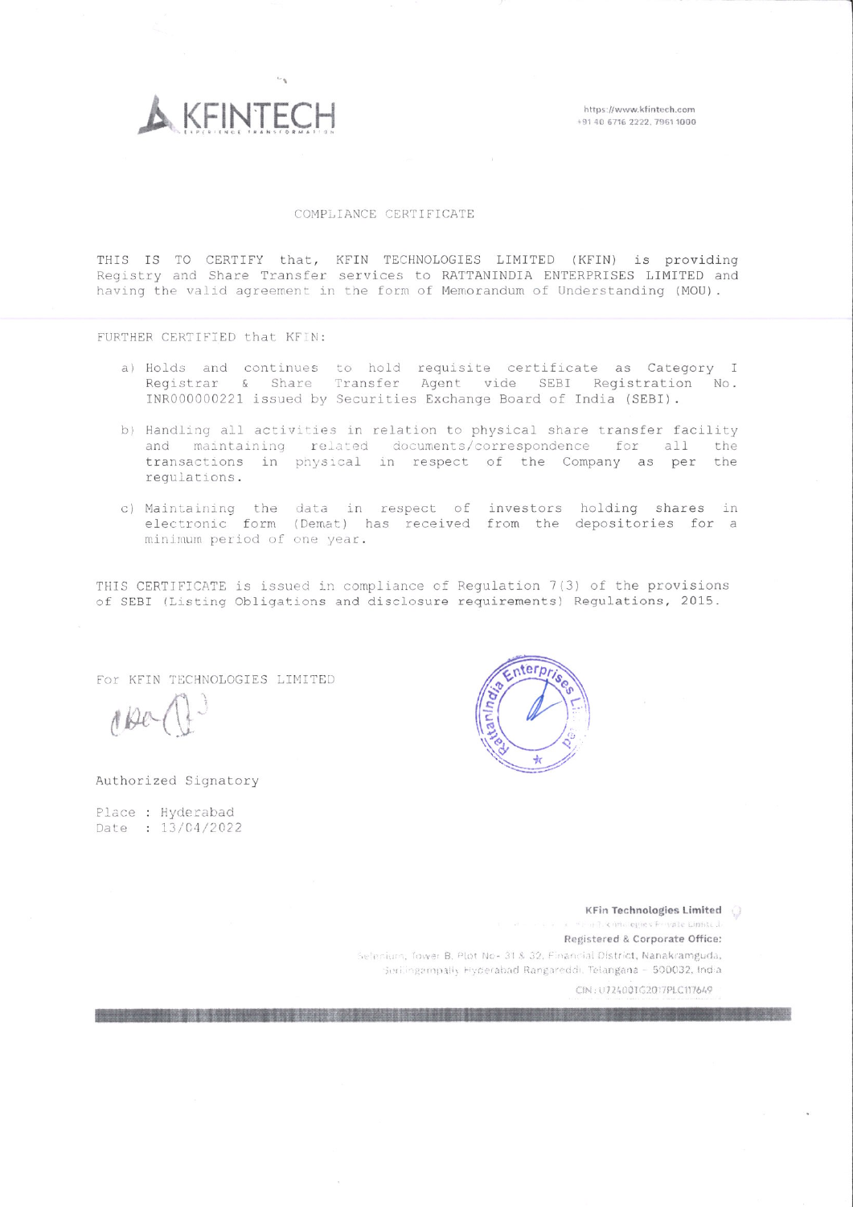KFINTECH

https://www.kfintech.com
+91 40 6716 2222, 7961 1000

## COMPLIANCE CERTIFICATE

THIS IS TO CERTIFY that, KFIN TECHNOLOGIES LIMITED (KFIN) is providing Registry and Share Transfer services to RATTANINDIA ENTERPRISES LIMITED and having the valid agreement in the form of Memorandum of Understanding (MOU).

FURTHER CERTIFIED that KFIN:

a) Holds and continues to hold requisite certificate as Category I Registrar & Share Transfer Agent vide SEBI Registration No. INR000000221 issued by Securities Exchange Board of India (SEBI).

b) Handling all activities in relation to physical share transfer facility and maintaining related documents/correspondence for all the transactions in physical in respect of the Company as per the regulations.

c) Maintaining the data in respect of investors holding shares in electronic form (Demat) has received from the depositories for a minimum period of one year.

THIS CERTIFICATE is issued in compliance of Regulation 7(3) of the provisions of SEBI (Listing Obligations and disclosure requirements) Regulations, 2015.

For KFIN TECHNOLOGIES LIMITED

Authorized Signatory

Place : Hyderabad
Date : 13/04/2022

**KFin Technologies Limited**

Registered & Corporate Office:
Selenium, Tower B, Plot No- 31 & 32, Financial District, Nanakramguda, Serilingampally Hyderabad Rangareddi, Telangana – 500032, India

CIN: U72400TG2017PLC117649